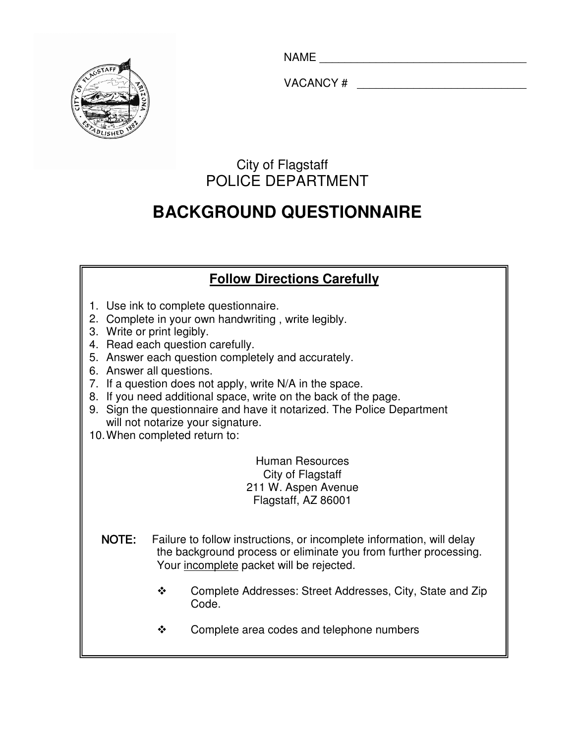NAME ___________________________________

VACANCY # _____________________________

City of Flagstaff

POLICE DEPARTMENT

# BACKGROUND QUESTIONNAIRE

## Follow Directions Carefully

1. Use ink to complete questionnaire.
2. Complete in your own handwriting , write legibly.
3. Write or print legibly.
4. Read each question carefully.
5. Answer each question completely and accurately.
6. Answer all questions.
7. If a question does not apply, write N/A in the space.
8. If you need additional space, write on the back of the page.
9. Sign the questionnaire and have it notarized. The Police Department will not notarize your signature.
10. When completed return to:

Human Resources
City of Flagstaff
211 W. Aspen Avenue
Flagstaff, AZ 86001

**NOTE:** Failure to follow instructions, or incomplete information, will delay the background process or eliminate you from further processing. Your incomplete packet will be rejected.

- Complete Addresses: Street Addresses, City, State and Zip Code.
- Complete area codes and telephone numbers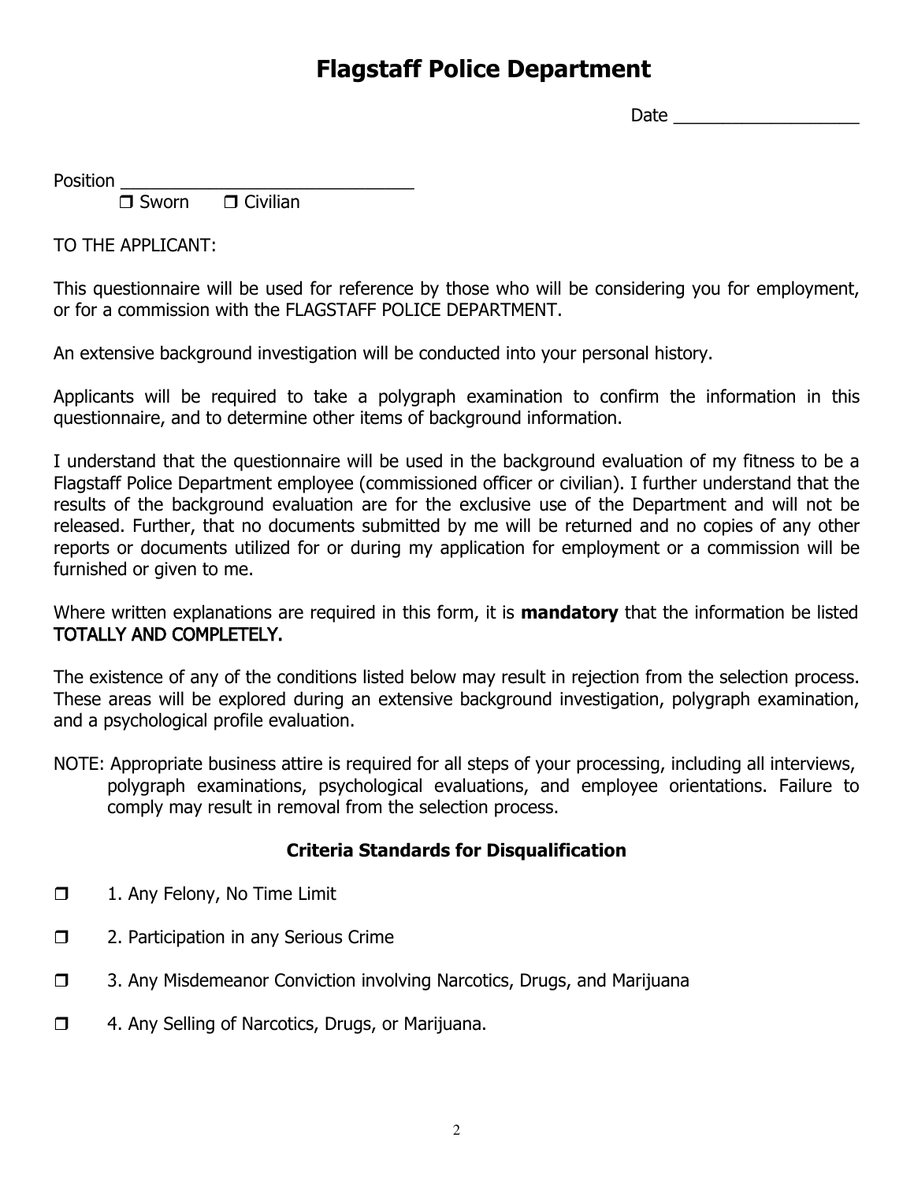# Flagstaff Police Department

Date ___________________

Position ______________________________

❒ Sworn ❒ Civilian

TO THE APPLICANT:

This questionnaire will be used for reference by those who will be considering you for employment, or for a commission with the FLAGSTAFF POLICE DEPARTMENT.

An extensive background investigation will be conducted into your personal history.

Applicants will be required to take a polygraph examination to confirm the information in this questionnaire, and to determine other items of background information.

I understand that the questionnaire will be used in the background evaluation of my fitness to be a Flagstaff Police Department employee (commissioned officer or civilian). I further understand that the results of the background evaluation are for the exclusive use of the Department and will not be released. Further, that no documents submitted by me will be returned and no copies of any other reports or documents utilized for or during my application for employment or a commission will be furnished or given to me.

Where written explanations are required in this form, it is **mandatory** that the information be listed TOTALLY AND COMPLETELY.

The existence of any of the conditions listed below may result in rejection from the selection process. These areas will be explored during an extensive background investigation, polygraph examination, and a psychological profile evaluation.

NOTE: Appropriate business attire is required for all steps of your processing, including all interviews, polygraph examinations, psychological evaluations, and employee orientations. Failure to comply may result in removal from the selection process.

### Criteria Standards for Disqualification

❒ 1. Any Felony, No Time Limit

❒ 2. Participation in any Serious Crime

❒ 3. Any Misdemeanor Conviction involving Narcotics, Drugs, and Marijuana

❒ 4. Any Selling of Narcotics, Drugs, or Marijuana.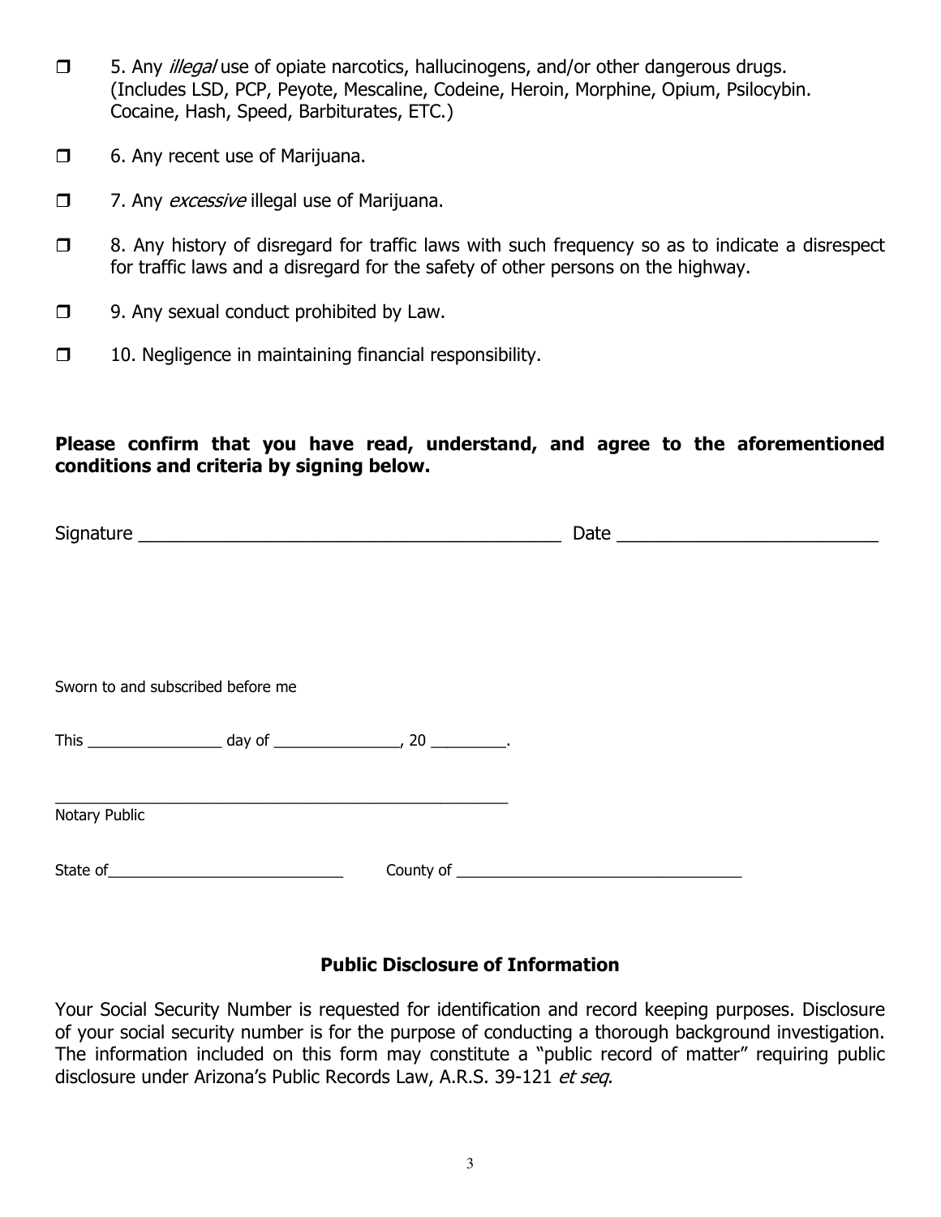- ☐ 5. Any *illegal* use of opiate narcotics, hallucinogens, and/or other dangerous drugs. (Includes LSD, PCP, Peyote, Mescaline, Codeine, Heroin, Morphine, Opium, Psilocybin. Cocaine, Hash, Speed, Barbiturates, ETC.)
- ☐ 6. Any recent use of Marijuana.
- ☐ 7. Any *excessive* illegal use of Marijuana.
- ☐ 8. Any history of disregard for traffic laws with such frequency so as to indicate a disrespect for traffic laws and a disregard for the safety of other persons on the highway.
- ☐ 9. Any sexual conduct prohibited by Law.
- ☐ 10. Negligence in maintaining financial responsibility.

**Please confirm that you have read, understand, and agree to the aforementioned conditions and criteria by signing below.**

Signature ____________________________________________ Date __________________________

Sworn to and subscribed before me

This ________________ day of _______________, 20 _________.

_______________________________________________________
Notary Public

State of____________________________ County of __________________________________

## Public Disclosure of Information

Your Social Security Number is requested for identification and record keeping purposes. Disclosure of your social security number is for the purpose of conducting a thorough background investigation. The information included on this form may constitute a "public record of matter" requiring public disclosure under Arizona's Public Records Law, A.R.S. 39-121 *et seq*.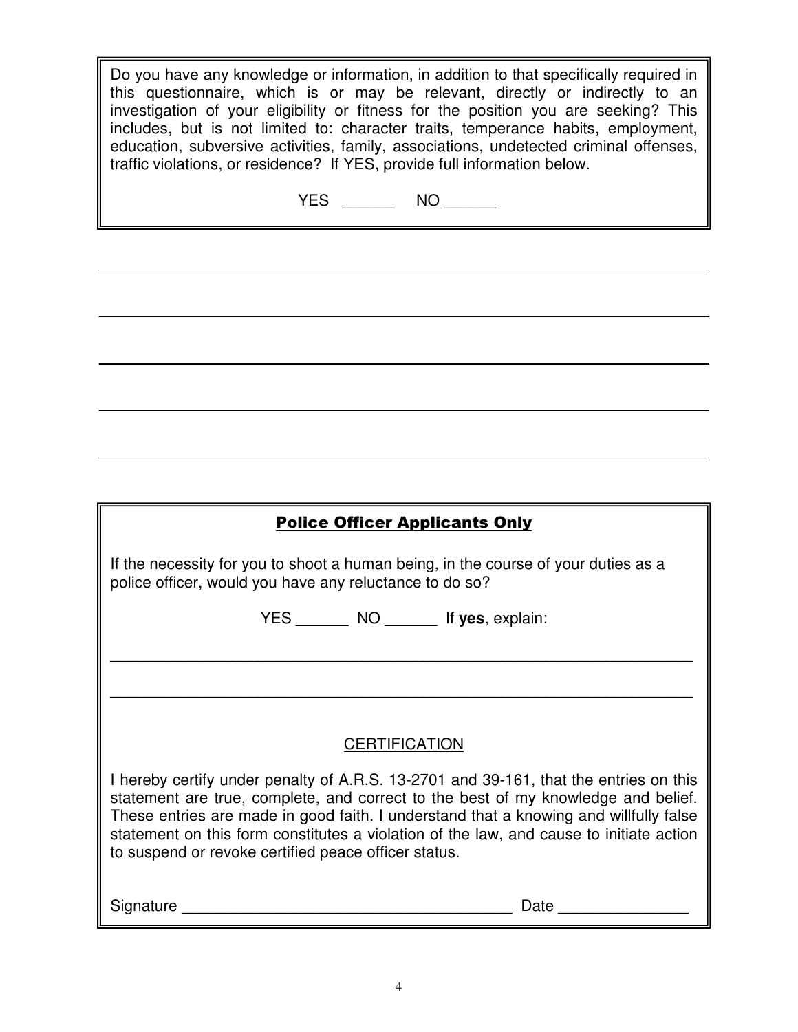Do you have any knowledge or information, in addition to that specifically required in this questionnaire, which is or may be relevant, directly or indirectly to an investigation of your eligibility or fitness for the position you are seeking? This includes, but is not limited to: character traits, temperance habits, employment, education, subversive activities, family, associations, undetected criminal offenses, traffic violations, or residence? If YES, provide full information below.

YES ______ NO ______

______________________________________________________________________

______________________________________________________________________

______________________________________________________________________

______________________________________________________________________

______________________________________________________________________

## Police Officer Applicants Only

If the necessity for you to shoot a human being, in the course of your duties as a police officer, would you have any reluctance to do so?

YES ______ NO ______ If **yes**, explain:

______________________________________________________________________

______________________________________________________________________

### CERTIFICATION

I hereby certify under penalty of A.R.S. 13-2701 and 39-161, that the entries on this statement are true, complete, and correct to the best of my knowledge and belief. These entries are made in good faith. I understand that a knowing and willfully false statement on this form constitutes a violation of the law, and cause to initiate action to suspend or revoke certified peace officer status.

Signature ______________________________________ Date _______________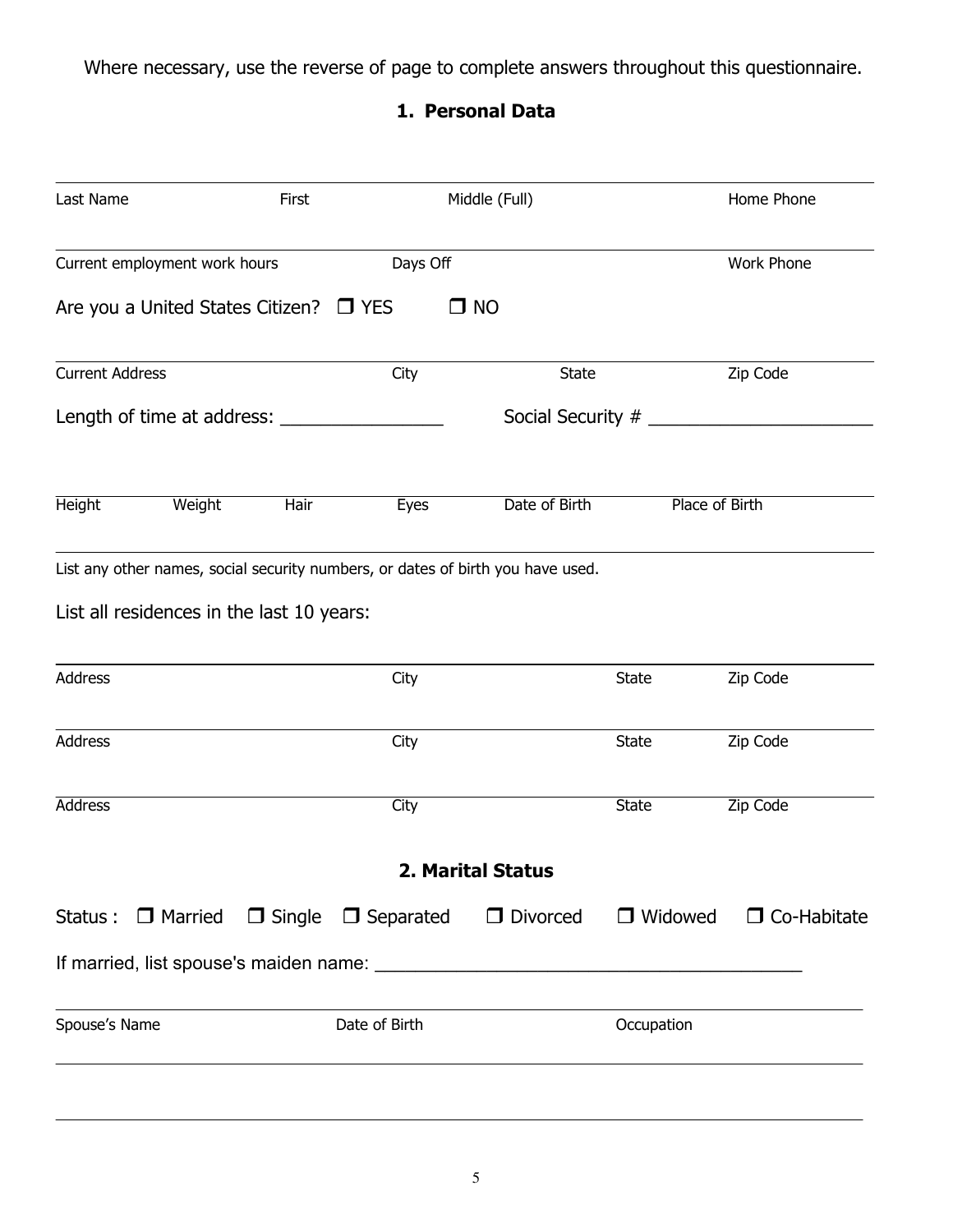Where necessary, use the reverse of page to complete answers throughout this questionnaire.

## 1. Personal Data

| Last Name | First | Middle (Full) | Home Phone |
|---|---|---|---|
| | | | |

| Current employment work hours | Days Off | Work Phone |
|---|---|---|
| | | |

Are you a United States Citizen? ☐ YES ☐ NO

| Current Address | City | State | Zip Code |
|---|---|---|---|
| | | | |

Length of time at address: ________________ Social Security # ______________________

| Height | Weight | Hair | Eyes | Date of Birth | Place of Birth |
|---|---|---|---|---|---|
| | | | | | |

List any other names, social security numbers, or dates of birth you have used.

List all residences in the last 10 years:

| Address | City | State | Zip Code |
|---|---|---|---|
| | | | |
| | | | |
| | | | |

## 2. Marital Status

Status : ☐ Married ☐ Single ☐ Separated ☐ Divorced ☐ Widowed ☐ Co-Habitate

If married, list spouse's maiden name: ________________________________________

| Spouse's Name | Date of Birth | Occupation |
|---|---|---|
| | | |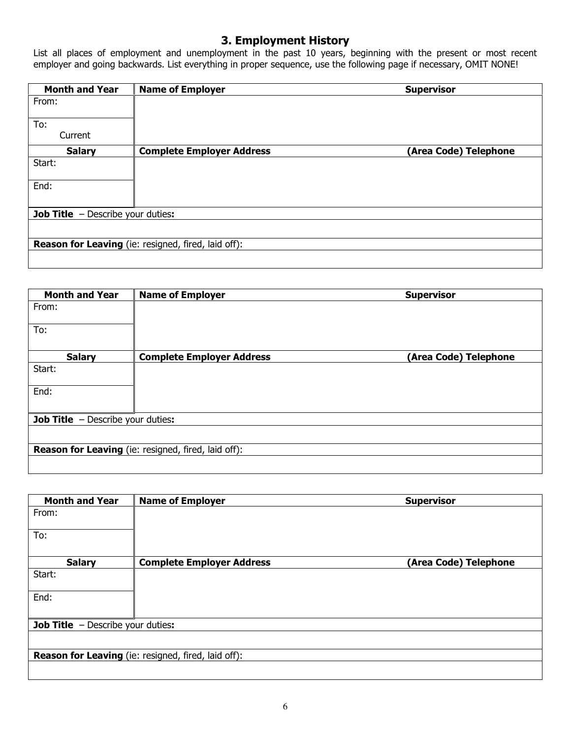## 3. Employment History

List all places of employment and unemployment in the past 10 years, beginning with the present or most recent employer and going backwards. List everything in proper sequence, use the following page if necessary, OMIT NONE!

| Month and Year | Name of Employer | Supervisor |
|---|---|---|
| From: | | |
| To: Current | | |
| **Salary** | **Complete Employer Address** | **(Area Code) Telephone** |
| Start: | | |
| End: | | |
| **Job Title** – Describe your duties**:** | | |
| | | |
| **Reason for Leaving** (ie: resigned, fired, laid off): | | |
| | | |

| Month and Year | Name of Employer | Supervisor |
|---|---|---|
| From: | | |
| To: | | |
| **Salary** | **Complete Employer Address** | **(Area Code) Telephone** |
| Start: | | |
| End: | | |
| **Job Title** – Describe your duties**:** | | |
| | | |
| **Reason for Leaving** (ie: resigned, fired, laid off): | | |
| | | |

| Month and Year | Name of Employer | Supervisor |
|---|---|---|
| From: | | |
| To: | | |
| **Salary** | **Complete Employer Address** | **(Area Code) Telephone** |
| Start: | | |
| End: | | |
| **Job Title** – Describe your duties**:** | | |
| | | |
| **Reason for Leaving** (ie: resigned, fired, laid off): | | |
| | | |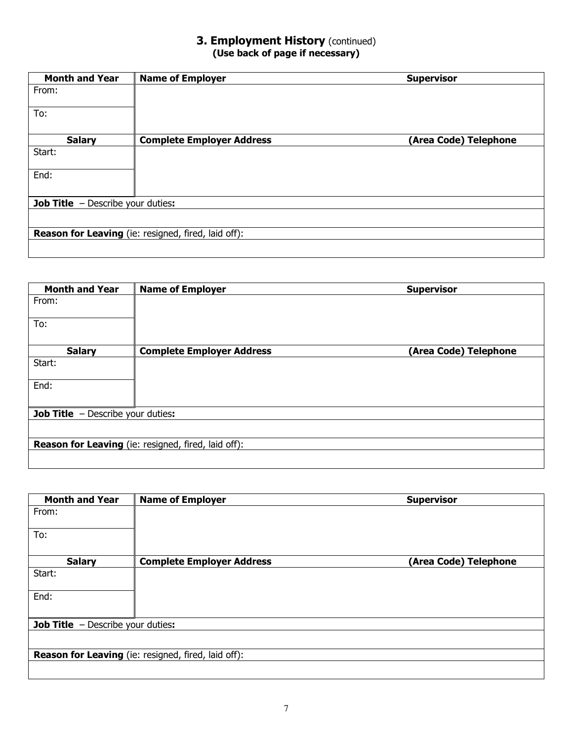## 3. Employment History (continued)

**(Use back of page if necessary)**

| **Month and Year** | **Name of Employer** | **Supervisor** |
|---|---|---|
| From: | | |
| To: | | |
| **Salary** | **Complete Employer Address** | **(Area Code) Telephone** |
| Start: | | |
| End: | | |
| **Job Title** – Describe your duties**:** | | |
| | | |
| **Reason for Leaving** (ie: resigned, fired, laid off): | | |
| | | |

| **Month and Year** | **Name of Employer** | **Supervisor** |
|---|---|---|
| From: | | |
| To: | | |
| **Salary** | **Complete Employer Address** | **(Area Code) Telephone** |
| Start: | | |
| End: | | |
| **Job Title** – Describe your duties**:** | | |
| | | |
| **Reason for Leaving** (ie: resigned, fired, laid off): | | |
| | | |

| **Month and Year** | **Name of Employer** | **Supervisor** |
|---|---|---|
| From: | | |
| To: | | |
| **Salary** | **Complete Employer Address** | **(Area Code) Telephone** |
| Start: | | |
| End: | | |
| **Job Title** – Describe your duties**:** | | |
| | | |
| **Reason for Leaving** (ie: resigned, fired, laid off): | | |
| | | |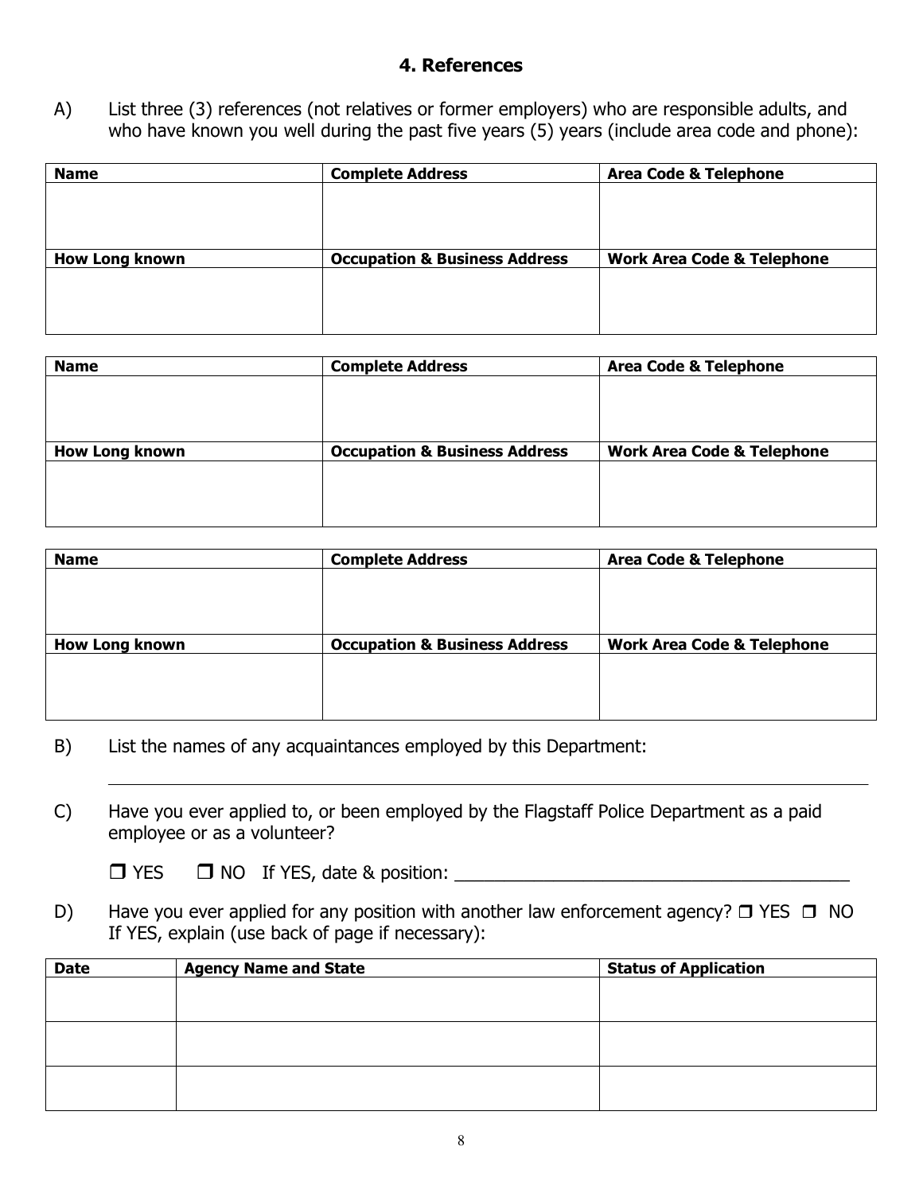## 4. References

A) List three (3) references (not relatives or former employers) who are responsible adults, and who have known you well during the past five years (5) years (include area code and phone):

| Name | Complete Address | Area Code & Telephone |
|---|---|---|
| | | |
| **How Long known** | **Occupation & Business Address** | **Work Area Code & Telephone** |
| | | |

| Name | Complete Address | Area Code & Telephone |
|---|---|---|
| | | |
| **How Long known** | **Occupation & Business Address** | **Work Area Code & Telephone** |
| | | |

| Name | Complete Address | Area Code & Telephone |
|---|---|---|
| | | |
| **How Long known** | **Occupation & Business Address** | **Work Area Code & Telephone** |
| | | |

B) List the names of any acquaintances employed by this Department:

_______________________________________________________________________________

C) Have you ever applied to, or been employed by the Flagstaff Police Department as a paid employee or as a volunteer?

❒ YES ❒ NO If YES, date & position: ________________________________________

D) Have you ever applied for any position with another law enforcement agency? ❒ YES ❒ NO If YES, explain (use back of page if necessary):

| Date | Agency Name and State | Status of Application |
|---|---|---|
| | | |
| | | |
| | | |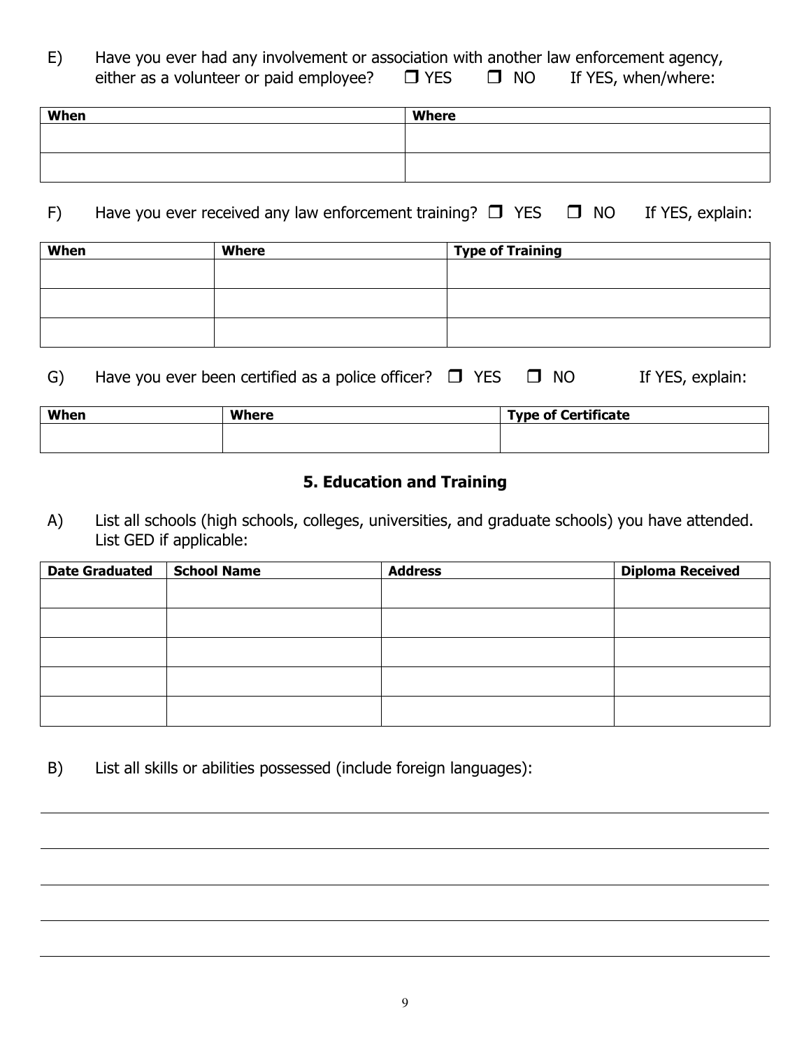E) Have you ever had any involvement or association with another law enforcement agency, either as a volunteer or paid employee? ❒ YES ❒ NO If YES, when/where:

| When | Where |
|---|---|
| | |
| | |

F) Have you ever received any law enforcement training? ❒ YES ❒ NO If YES, explain:

| When | Where | Type of Training |
|---|---|---|
| | | |
| | | |
| | | |

G) Have you ever been certified as a police officer? ❒ YES ❒ NO If YES, explain:

| When | Where | Type of Certificate |
|---|---|---|
| | | |

## 5. Education and Training

A) List all schools (high schools, colleges, universities, and graduate schools) you have attended. List GED if applicable:

| Date Graduated | School Name | Address | Diploma Received |
|---|---|---|---|
| | | | |
| | | | |
| | | | |
| | | | |
| | | | |

B) List all skills or abilities possessed (include foreign languages):

_______________________________________________

_______________________________________________

_______________________________________________

_______________________________________________

_______________________________________________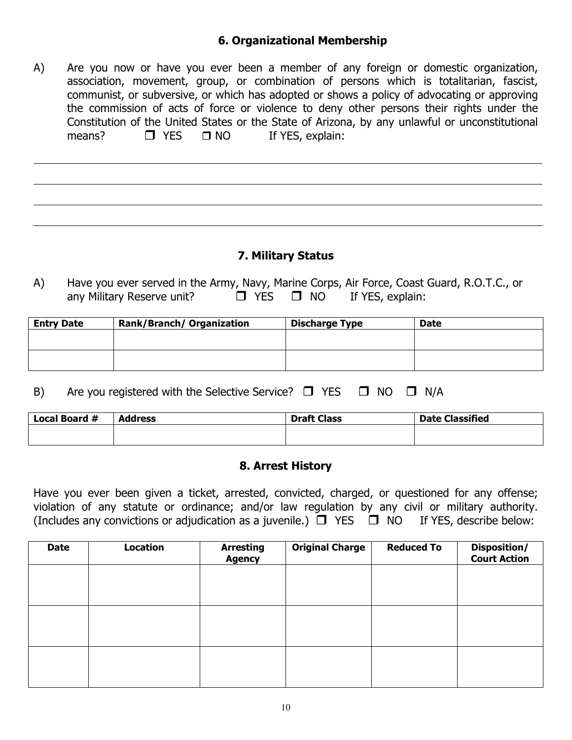## 6. Organizational Membership

A) Are you now or have you ever been a member of any foreign or domestic organization, association, movement, group, or combination of persons which is totalitarian, fascist, communist, or subversive, or which has adopted or shows a policy of advocating or approving the commission of acts of force or violence to deny other persons their rights under the Constitution of the United States or the State of Arizona, by any unlawful or unconstitutional means? ☐ YES ☐ NO If YES, explain:

## 7. Military Status

A) Have you ever served in the Army, Navy, Marine Corps, Air Force, Coast Guard, R.O.T.C., or any Military Reserve unit? ☐ YES ☐ NO If YES, explain:

| Entry Date | Rank/Branch/ Organization | Discharge Type | Date |
|---|---|---|---|
| | | | |
| | | | |

B) Are you registered with the Selective Service? ☐ YES ☐ NO ☐ N/A

| Local Board # | Address | Draft Class | Date Classified |
|---|---|---|---|
| | | | |

## 8. Arrest History

Have you ever been given a ticket, arrested, convicted, charged, or questioned for any offense; violation of any statute or ordinance; and/or law regulation by any civil or military authority. (Includes any convictions or adjudication as a juvenile.) ☐ YES ☐ NO If YES, describe below:

| Date | Location | Arresting Agency | Original Charge | Reduced To | Disposition/ Court Action |
|---|---|---|---|---|---|
| | | | | | |
| | | | | | |
| | | | | | |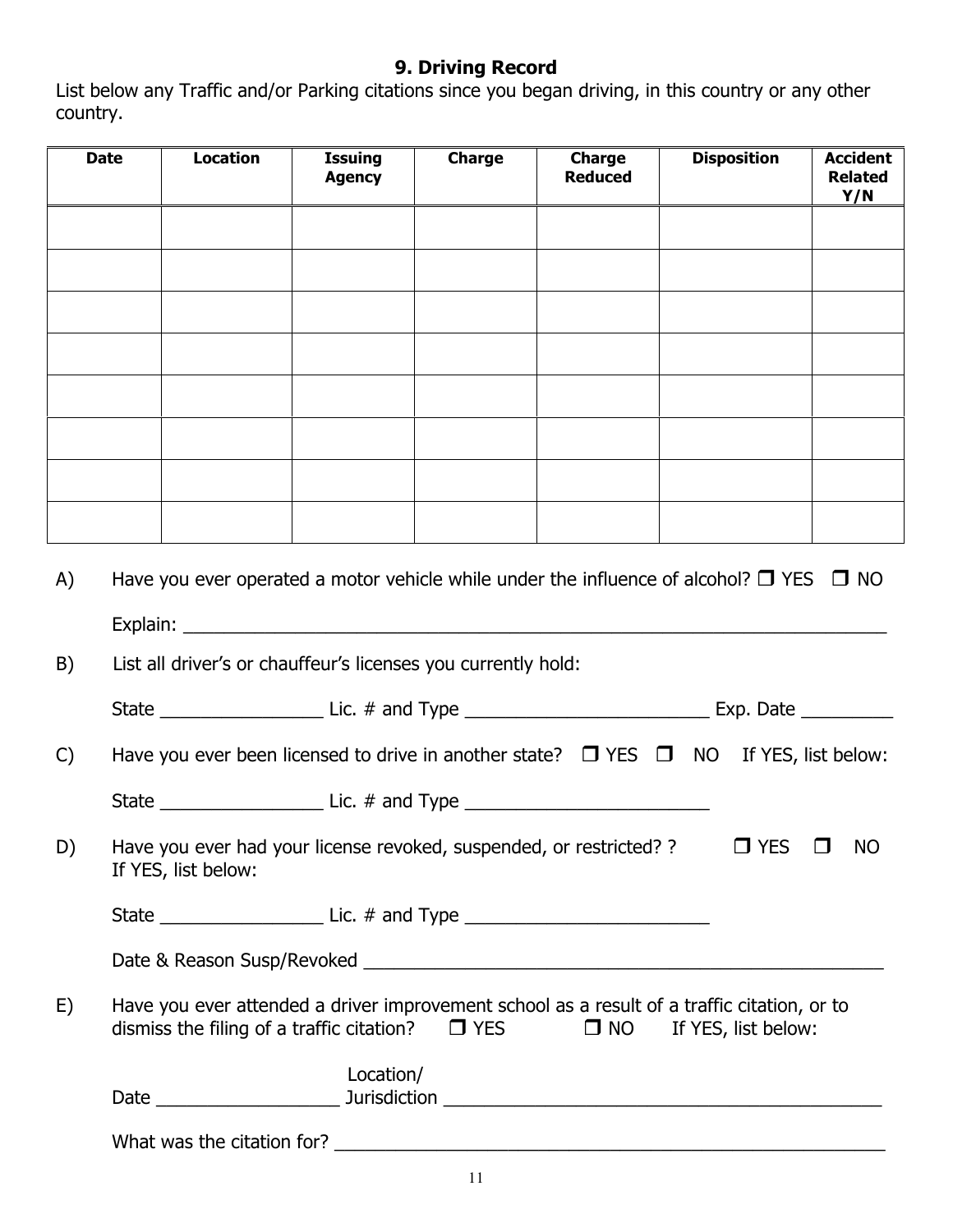## 9. Driving Record

List below any Traffic and/or Parking citations since you began driving, in this country or any other country.

| Date | Location | Issuing Agency | Charge | Charge Reduced | Disposition | Accident Related Y/N |
|---|---|---|---|---|---|---|
| | | | | | | |
| | | | | | | |
| | | | | | | |
| | | | | | | |
| | | | | | | |
| | | | | | | |
| | | | | | | |
| | | | | | | |

A) Have you ever operated a motor vehicle while under the influence of alcohol? ❒ YES ❒ NO

Explain: ___________________________________________________________________

B) List all driver's or chauffeur's licenses you currently hold:

State ________________ Lic. # and Type ________________________ Exp. Date _________

C) Have you ever been licensed to drive in another state? ❒ YES ❒ NO If YES, list below:

State ________________ Lic. # and Type ________________________

D) Have you ever had your license revoked, suspended, or restricted? ? ❒ YES ❒ NO
If YES, list below:

State ________________ Lic. # and Type ________________________

Date & Reason Susp/Revoked ___________________________________________________

E) Have you ever attended a driver improvement school as a result of a traffic citation, or to dismiss the filing of a traffic citation? ❒ YES ❒ NO If YES, list below:

Date __________________ Location/ Jurisdiction ___________________________________________

What was the citation for? _____________________________________________________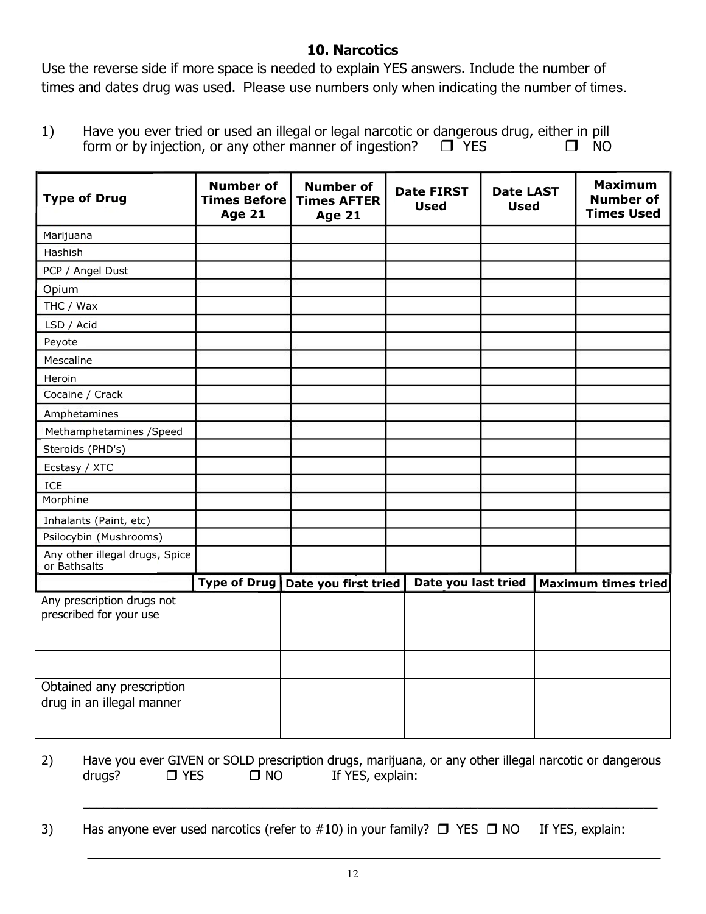## 10. Narcotics

Use the reverse side if more space is needed to explain YES answers. Include the number of times and dates drug was used. Please use numbers only when indicating the number of times.

1) Have you ever tried or used an illegal or legal narcotic or dangerous drug, either in pill form or by injection, or any other manner of ingestion? ❒ YES ❒ NO

| Type of Drug | Number of Times Before Age 21 | Number of Times AFTER Age 21 | Date FIRST Used | Date LAST Used | Maximum Number of Times Used |
|---|---|---|---|---|---|
| Marijuana | | | | | |
| Hashish | | | | | |
| PCP / Angel Dust | | | | | |
| Opium | | | | | |
| THC / Wax | | | | | |
| LSD / Acid | | | | | |
| Peyote | | | | | |
| Mescaline | | | | | |
| Heroin | | | | | |
| Cocaine / Crack | | | | | |
| Amphetamines | | | | | |
| Methamphetamines /Speed | | | | | |
| Steroids (PHD's) | | | | | |
| Ecstasy / XTC | | | | | |
| ICE | | | | | |
| Morphine | | | | | |
| Inhalants (Paint, etc) | | | | | |
| Psilocybin (Mushrooms) | | | | | |
| Any other illegal drugs, Spice or Bathsalts | | | | | |

| | Type of Drug | Date you first tried | Date you last tried | Maximum times tried |
|---|---|---|---|---|
| Any prescription drugs not prescribed for your use | | | | |
| | | | | |
| | | | | |
| Obtained any prescription drug in an illegal manner | | | | |
| | | | | |

2) Have you ever GIVEN or SOLD prescription drugs, marijuana, or any other illegal narcotic or dangerous drugs? ❒ YES ❒ NO If YES, explain:

_______________________________________________________________________________

3) Has anyone ever used narcotics (refer to #10) in your family? ❒ YES ❒ NO If YES, explain:

_______________________________________________________________________________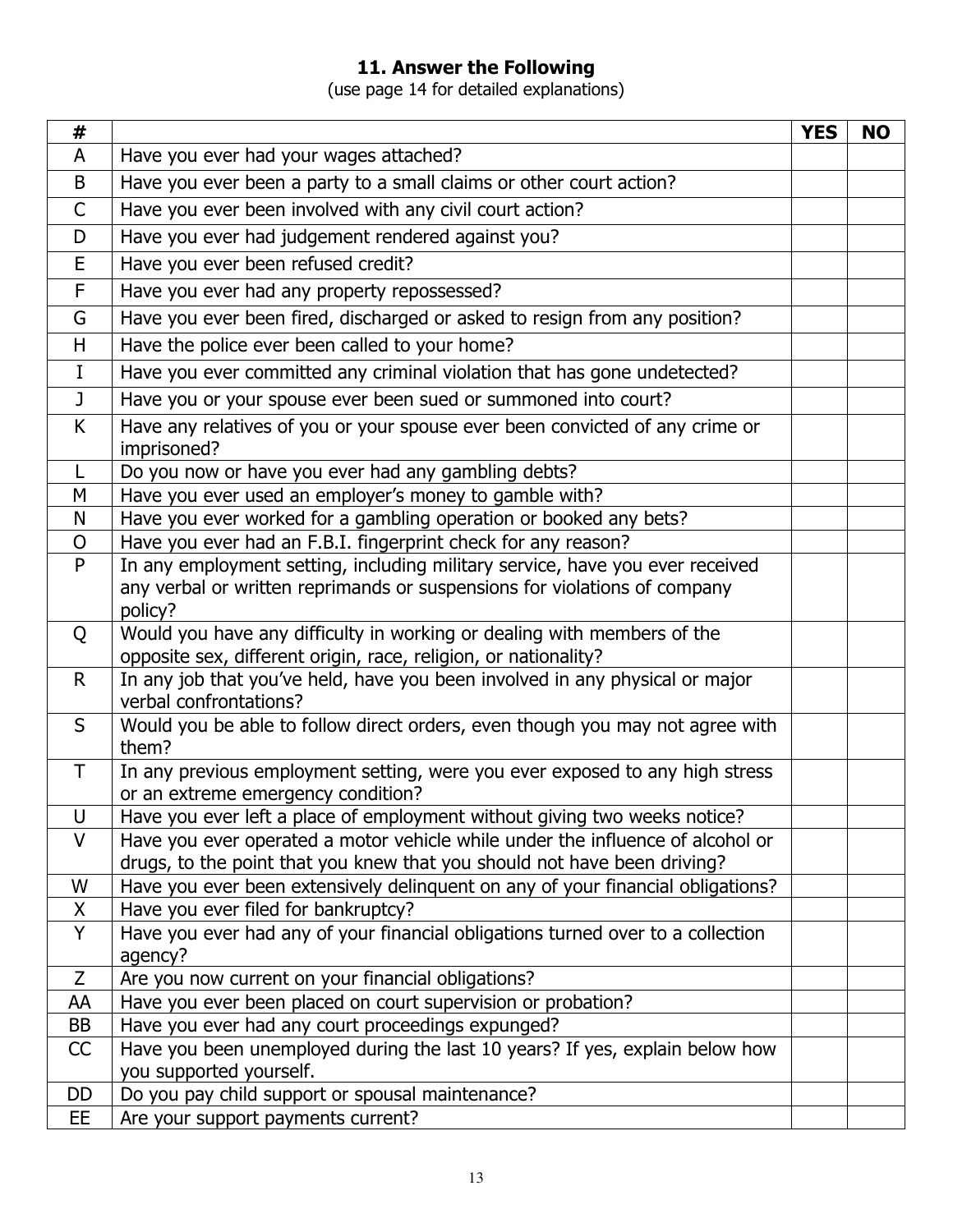## 11. Answer the Following

(use page 14 for detailed explanations)

| # | | YES | NO |
|---|---|---|---|
| A | Have you ever had your wages attached? | | |
| B | Have you ever been a party to a small claims or other court action? | | |
| C | Have you ever been involved with any civil court action? | | |
| D | Have you ever had judgement rendered against you? | | |
| E | Have you ever been refused credit? | | |
| F | Have you ever had any property repossessed? | | |
| G | Have you ever been fired, discharged or asked to resign from any position? | | |
| H | Have the police ever been called to your home? | | |
| I | Have you ever committed any criminal violation that has gone undetected? | | |
| J | Have you or your spouse ever been sued or summoned into court? | | |
| K | Have any relatives of you or your spouse ever been convicted of any crime or imprisoned? | | |
| L | Do you now or have you ever had any gambling debts? | | |
| M | Have you ever used an employer's money to gamble with? | | |
| N | Have you ever worked for a gambling operation or booked any bets? | | |
| O | Have you ever had an F.B.I. fingerprint check for any reason? | | |
| P | In any employment setting, including military service, have you ever received any verbal or written reprimands or suspensions for violations of company policy? | | |
| Q | Would you have any difficulty in working or dealing with members of the opposite sex, different origin, race, religion, or nationality? | | |
| R | In any job that you've held, have you been involved in any physical or major verbal confrontations? | | |
| S | Would you be able to follow direct orders, even though you may not agree with them? | | |
| T | In any previous employment setting, were you ever exposed to any high stress or an extreme emergency condition? | | |
| U | Have you ever left a place of employment without giving two weeks notice? | | |
| V | Have you ever operated a motor vehicle while under the influence of alcohol or drugs, to the point that you knew that you should not have been driving? | | |
| W | Have you ever been extensively delinquent on any of your financial obligations? | | |
| X | Have you ever filed for bankruptcy? | | |
| Y | Have you ever had any of your financial obligations turned over to a collection agency? | | |
| Z | Are you now current on your financial obligations? | | |
| AA | Have you ever been placed on court supervision or probation? | | |
| BB | Have you ever had any court proceedings expunged? | | |
| CC | Have you been unemployed during the last 10 years? If yes, explain below how you supported yourself. | | |
| DD | Do you pay child support or spousal maintenance? | | |
| EE | Are your support payments current? | | |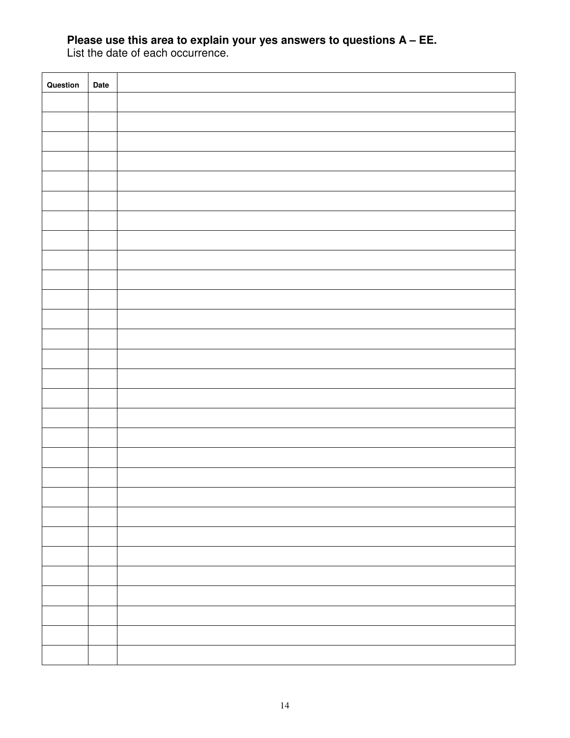**Please use this area to explain your yes answers to questions A – EE.**
List the date of each occurrence.

| Question | Date | |
|---|---|---|
| | | |
| | | |
| | | |
| | | |
| | | |
| | | |
| | | |
| | | |
| | | |
| | | |
| | | |
| | | |
| | | |
| | | |
| | | |
| | | |
| | | |
| | | |
| | | |
| | | |
| | | |
| | | |
| | | |
| | | |
| | | |
| | | |
| | | |
| | | |
| | | |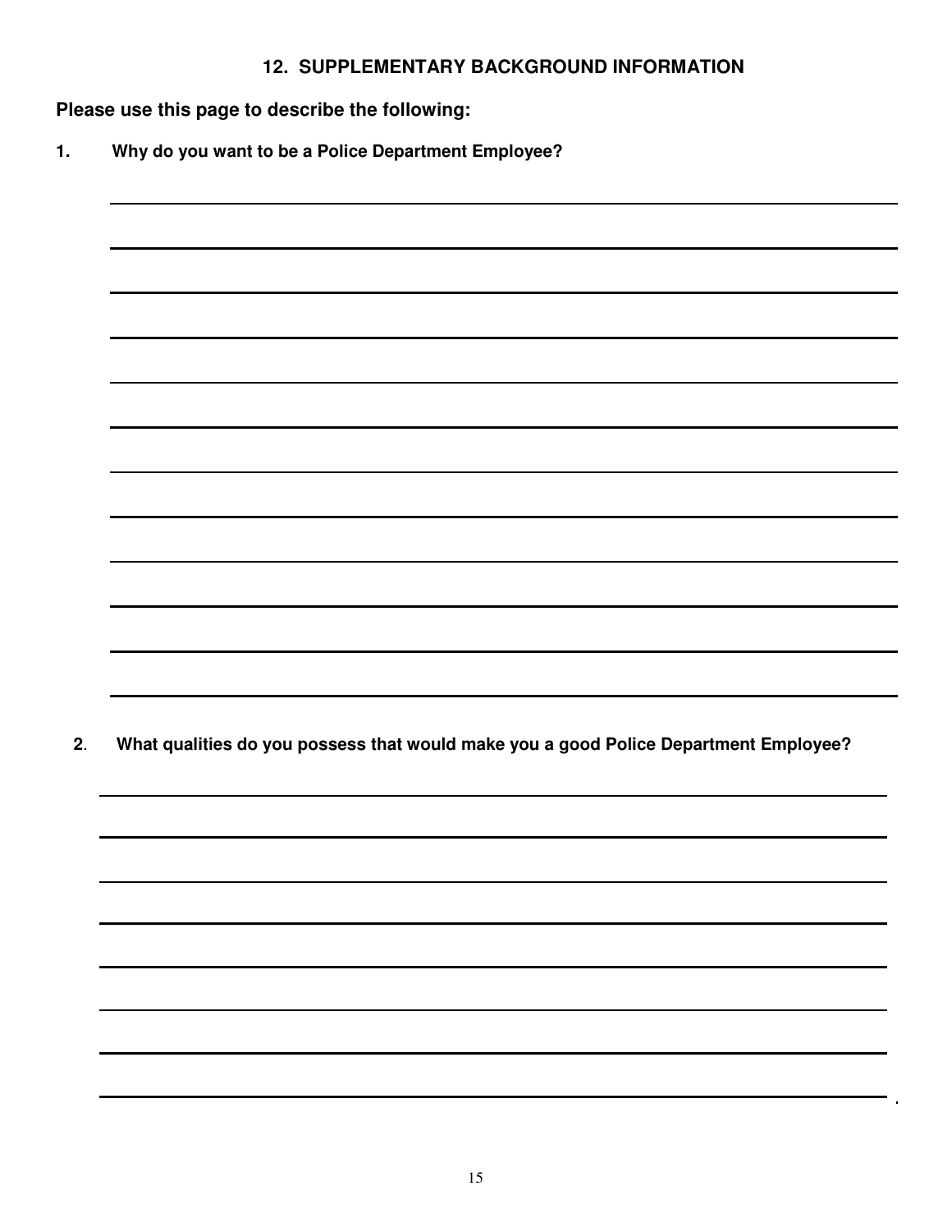## 12. SUPPLEMENTARY BACKGROUND INFORMATION

**Please use this page to describe the following:**

**1. Why do you want to be a Police Department Employee?**

______________________________________________________________________

______________________________________________________________________

______________________________________________________________________

______________________________________________________________________

______________________________________________________________________

______________________________________________________________________

______________________________________________________________________

______________________________________________________________________

______________________________________________________________________

______________________________________________________________________

______________________________________________________________________

______________________________________________________________________

**2. What qualities do you possess that would make you a good Police Department Employee?**

______________________________________________________________________

______________________________________________________________________

______________________________________________________________________

______________________________________________________________________

______________________________________________________________________

______________________________________________________________________

______________________________________________________________________

______________________________________________________________________.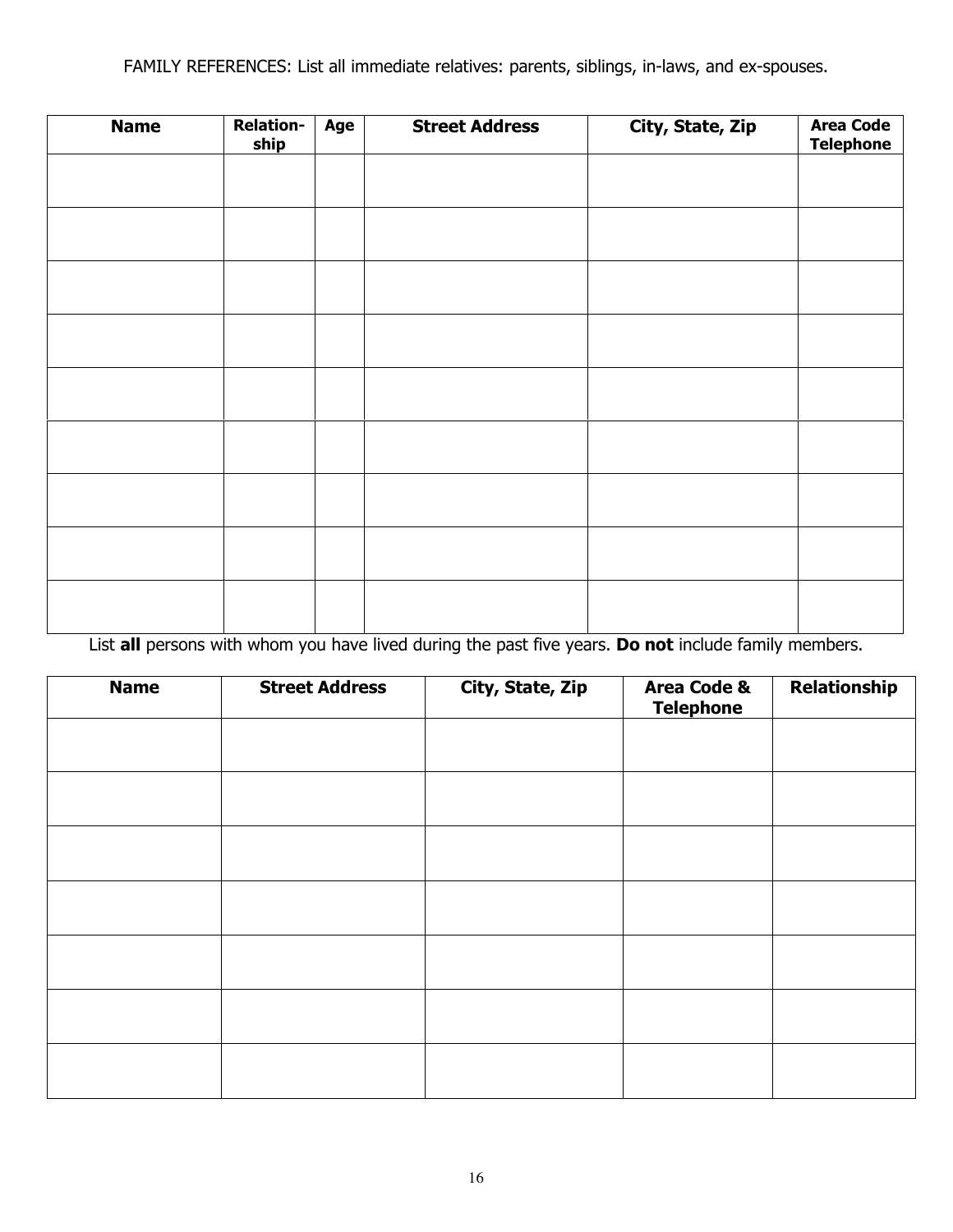FAMILY REFERENCES: List all immediate relatives: parents, siblings, in-laws, and ex-spouses.

| **Name** | **Relation-ship** | **Age** | **Street Address** | **City, State, Zip** | **Area Code Telephone** |
|---|---|---|---|---|---|
| | | | | | |
| | | | | | |
| | | | | | |
| | | | | | |
| | | | | | |
| | | | | | |
| | | | | | |
| | | | | | |
| | | | | | |

List **all** persons with whom you have lived during the past five years. **Do not** include family members.

| **Name** | **Street Address** | **City, State, Zip** | **Area Code & Telephone** | **Relationship** |
|---|---|---|---|---|
| | | | | |
| | | | | |
| | | | | |
| | | | | |
| | | | | |
| | | | | |
| | | | | |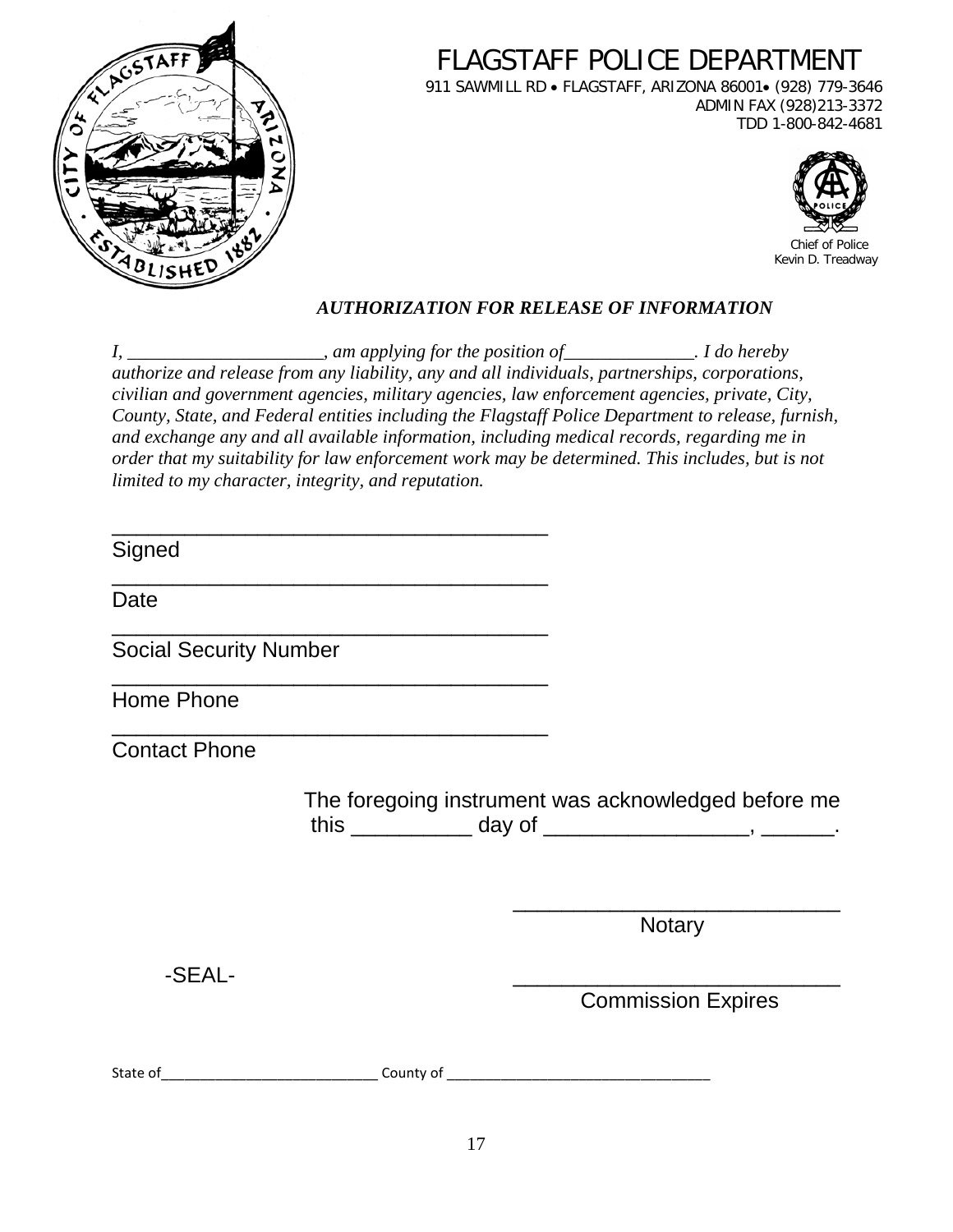# FLAGSTAFF POLICE DEPARTMENT

911 SAWMILL RD • FLAGSTAFF, ARIZONA 86001• (928) 779-3646
ADMIN FAX (928)213-3372
TDD 1-800-842-4681

Chief of Police
Kevin D. Treadway

## *AUTHORIZATION FOR RELEASE OF INFORMATION*

*I, _____________________, am applying for the position of______________. I do hereby authorize and release from any liability, any and all individuals, partnerships, corporations, civilian and government agencies, military agencies, law enforcement agencies, private, City, County, State, and Federal entities including the Flagstaff Police Department to release, furnish, and exchange any and all available information, including medical records, regarding me in order that my suitability for law enforcement work may be determined. This includes, but is not limited to my character, integrity, and reputation.*

_____________________________________
Signed

_____________________________________
Date

_____________________________________
Social Security Number

_____________________________________
Home Phone

_____________________________________
Contact Phone

The foregoing instrument was acknowledged before me this __________ day of _________________, ______.

_____________________________
Notary

-SEAL-

_____________________________
Commission Expires

State of___________________________ County of _________________________________